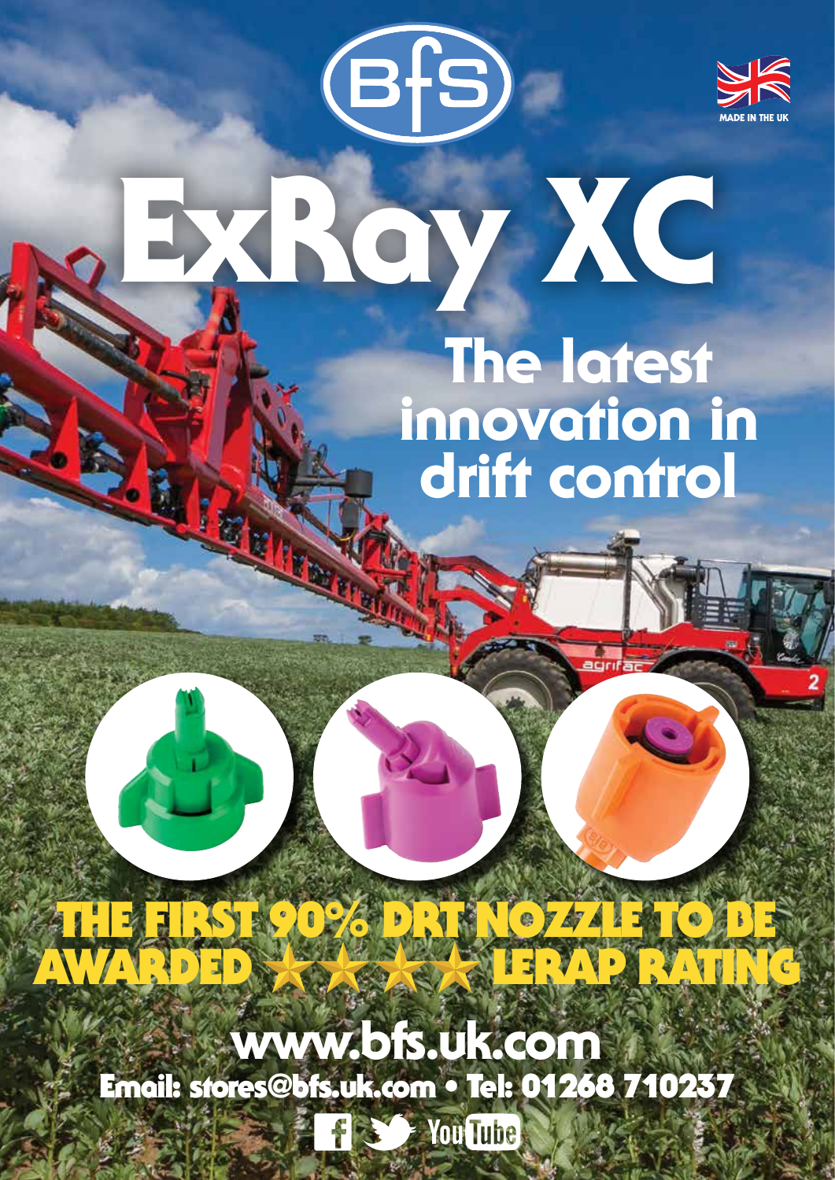BfS

MADE IN THE UK

# ExRay XC

## The latest innovation in drift control

**THE FIRST 90% DRT NOZZLE TO BE AWARDED ★★★★ LERAP RATING**

**www.bfs.uk.com**

**Email: stores@bfs.uk.com • Tel: 01268 710237**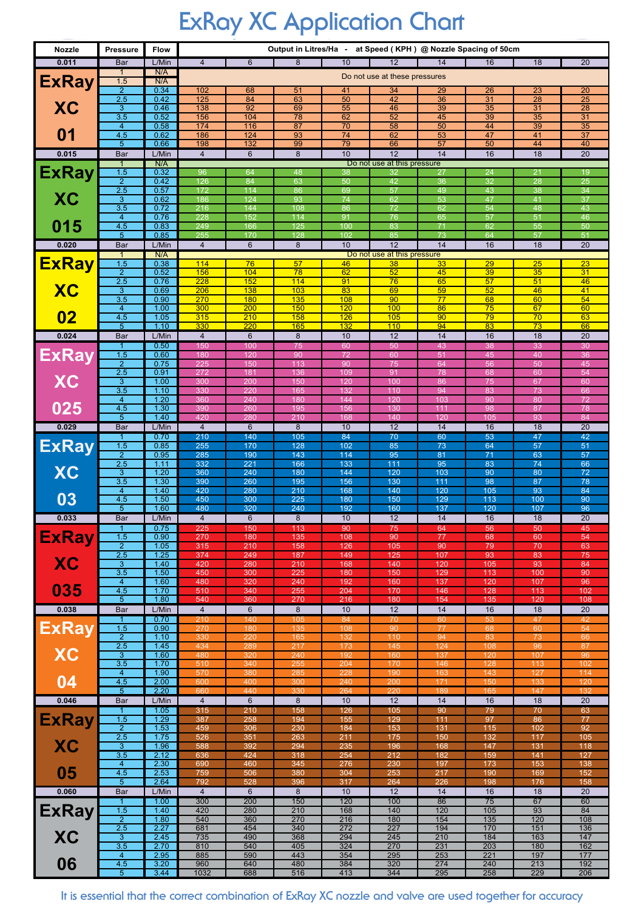# ExRay XC Application Chart

| Nozzle | Pressure | Flow | Output in Litres/Ha - at Speed ( KPH ) @ Nozzle Spacing of 50cm | | | | | | | | |
|---|---|---|---|---|---|---|---|---|---|---|---|
| 0.011 | Bar | L/Min | 4 | 6 | 8 | 10 | 12 | 14 | 16 | 18 | 20 |
| ExRay XC 01 | 1 | N/A | Do not use at these pressures | | | | | | | | |
| | 1.5 | N/A | | | | | | | | | |
| | 2 | 0.34 | 102 | 68 | 51 | 41 | 34 | 29 | 26 | 23 | 20 |
| | 2.5 | 0.42 | 125 | 84 | 63 | 50 | 42 | 36 | 31 | 28 | 25 |
| | 3 | 0.46 | 138 | 92 | 69 | 55 | 46 | 39 | 35 | 31 | 28 |
| | 3.5 | 0.52 | 156 | 104 | 78 | 62 | 52 | 45 | 39 | 35 | 31 |
| | 4 | 0.58 | 174 | 116 | 87 | 70 | 58 | 50 | 44 | 39 | 35 |
| | 4.5 | 0.62 | 186 | 124 | 93 | 74 | 62 | 53 | 47 | 41 | 37 |
| | 5 | 0.66 | 198 | 132 | 99 | 79 | 66 | 57 | 50 | 44 | 40 |
| 0.015 | Bar | L/Min | 4 | 6 | 8 | 10 | 12 | 14 | 16 | 18 | 20 |
| ExRay XC 015 | 1 | N/A | Do not use at this pressure | | | | | | | | |
| | 1.5 | 0.32 | 96 | 64 | 48 | 38 | 32 | 27 | 24 | 21 | 19 |
| | 2 | 0.42 | 126 | 84 | 63 | 50 | 42 | 36 | 32 | 28 | 25 |
| | 2.5 | 0.57 | 172 | 114 | 86 | 69 | 57 | 49 | 43 | 38 | 34 |
| | 3 | 0.62 | 186 | 124 | 93 | 74 | 62 | 53 | 47 | 41 | 37 |
| | 3.5 | 0.72 | 216 | 144 | 108 | 86 | 72 | 62 | 54 | 48 | 43 |
| | 4 | 0.76 | 228 | 152 | 114 | 91 | 76 | 65 | 57 | 51 | 46 |
| | 4.5 | 0.83 | 249 | 166 | 125 | 100 | 83 | 71 | 62 | 55 | 50 |
| | 5 | 0.85 | 255 | 170 | 128 | 102 | 85 | 73 | 64 | 57 | 51 |
| 0.020 | Bar | L/Min | 4 | 6 | 8 | 10 | 12 | 14 | 16 | 18 | 20 |
| ExRay XC 02 | 1 | N/A | Do not use at this pressure | | | | | | | | |
| | 1.5 | 0.38 | 114 | 76 | 57 | 46 | 38 | 33 | 29 | 25 | 23 |
| | 2 | 0.52 | 156 | 104 | 78 | 62 | 52 | 45 | 39 | 35 | 31 |
| | 2.5 | 0.76 | 228 | 152 | 114 | 91 | 76 | 65 | 57 | 51 | 46 |
| | 3 | 0.69 | 206 | 138 | 103 | 83 | 69 | 59 | 52 | 46 | 41 |
| | 3.5 | 0.90 | 270 | 180 | 135 | 108 | 90 | 77 | 68 | 60 | 54 |
| | 4 | 1.00 | 300 | 200 | 150 | 120 | 100 | 86 | 75 | 67 | 60 |
| | 4.5 | 1.05 | 315 | 210 | 158 | 126 | 105 | 90 | 79 | 70 | 63 |
| | 5 | 1.10 | 330 | 220 | 165 | 132 | 110 | 94 | 83 | 73 | 66 |
| 0.024 | Bar | L/Min | 4 | 6 | 8 | 10 | 12 | 14 | 16 | 18 | 20 |
| ExRay XC 025 | 1 | 0.50 | 150 | 100 | 75 | 60 | 50 | 43 | 38 | 33 | 30 |
| | 1.5 | 0.60 | 180 | 120 | 90 | 72 | 60 | 51 | 45 | 40 | 36 |
| | 2 | 0.75 | 225 | 150 | 113 | 90 | 75 | 64 | 56 | 50 | 45 |
| | 2.5 | 0.91 | 272 | 181 | 136 | 109 | 91 | 78 | 68 | 60 | 54 |
| | 3 | 1.00 | 300 | 200 | 150 | 120 | 100 | 86 | 75 | 67 | 60 |
| | 3.5 | 1.10 | 330 | 220 | 165 | 132 | 110 | 94 | 83 | 73 | 66 |
| | 4 | 1.20 | 360 | 240 | 180 | 144 | 120 | 103 | 90 | 80 | 72 |
| | 4.5 | 1.30 | 390 | 260 | 195 | 156 | 130 | 111 | 98 | 87 | 78 |
| | 5 | 1.40 | 420 | 280 | 210 | 168 | 140 | 120 | 105 | 93 | 84 |
| 0.029 | Bar | L/Min | 4 | 6 | 8 | 10 | 12 | 14 | 16 | 18 | 20 |
| ExRay XC 03 | 1 | 0.70 | 210 | 140 | 105 | 84 | 70 | 60 | 53 | 47 | 42 |
| | 1.5 | 0.85 | 255 | 170 | 128 | 102 | 85 | 73 | 64 | 57 | 51 |
| | 2 | 0.95 | 285 | 190 | 143 | 114 | 95 | 81 | 71 | 63 | 57 |
| | 2.5 | 1.11 | 332 | 221 | 166 | 133 | 111 | 95 | 83 | 74 | 66 |
| | 3 | 1.20 | 360 | 240 | 180 | 144 | 120 | 103 | 90 | 80 | 72 |
| | 3.5 | 1.30 | 390 | 260 | 195 | 156 | 130 | 111 | 98 | 87 | 78 |
| | 4 | 1.40 | 420 | 280 | 210 | 168 | 140 | 120 | 105 | 93 | 84 |
| | 4.5 | 1.50 | 450 | 300 | 225 | 180 | 150 | 129 | 113 | 100 | 90 |
| | 5 | 1.60 | 480 | 320 | 240 | 192 | 160 | 137 | 120 | 107 | 96 |
| 0.033 | Bar | L/Min | 4 | 6 | 8 | 10 | 12 | 14 | 16 | 18 | 20 |
| ExRay XC 035 | 1 | 0.75 | 225 | 150 | 113 | 90 | 75 | 64 | 56 | 50 | 45 |
| | 1.5 | 0.90 | 270 | 180 | 135 | 108 | 90 | 77 | 68 | 60 | 54 |
| | 2 | 1.05 | 315 | 210 | 158 | 126 | 105 | 90 | 79 | 70 | 63 |
| | 2.5 | 1.25 | 374 | 249 | 187 | 149 | 125 | 107 | 93 | 83 | 75 |
| | 3 | 1.40 | 420 | 280 | 210 | 168 | 140 | 120 | 105 | 93 | 84 |
| | 3.5 | 1.50 | 450 | 300 | 225 | 180 | 150 | 129 | 113 | 100 | 90 |
| | 4 | 1.60 | 480 | 320 | 240 | 192 | 160 | 137 | 120 | 107 | 96 |
| | 4.5 | 1.70 | 510 | 340 | 255 | 204 | 170 | 146 | 128 | 113 | 102 |
| | 5 | 1.80 | 540 | 360 | 270 | 216 | 180 | 154 | 135 | 120 | 108 |
| 0.038 | Bar | L/Min | 4 | 6 | 8 | 10 | 12 | 14 | 16 | 18 | 20 |
| ExRay XC 04 | 1 | 0.70 | 210 | 140 | 105 | 84 | 70 | 60 | 53 | 47 | 42 |
| | 1.5 | 0.90 | 270 | 180 | 135 | 108 | 90 | 77 | 68 | 60 | 54 |
| | 2 | 1.10 | 330 | 220 | 165 | 132 | 110 | 94 | 83 | 73 | 66 |
| | 2.5 | 1.45 | 434 | 289 | 217 | 173 | 145 | 124 | 108 | 96 | 87 |
| | 3 | 1.60 | 480 | 320 | 240 | 192 | 160 | 137 | 120 | 107 | 96 |
| | 3.5 | 1.70 | 510 | 340 | 255 | 204 | 170 | 146 | 128 | 113 | 102 |
| | 4 | 1.90 | 570 | 380 | 285 | 228 | 190 | 163 | 143 | 127 | 114 |
| | 4.5 | 2.00 | 600 | 400 | 300 | 240 | 200 | 171 | 150 | 133 | 120 |
| | 5 | 2.20 | 660 | 440 | 330 | 264 | 220 | 189 | 165 | 147 | 132 |
| 0.046 | Bar | L/Min | 4 | 6 | 8 | 10 | 12 | 14 | 16 | 18 | 20 |
| ExRay XC 05 | 1 | 1.05 | 315 | 210 | 158 | 126 | 105 | 90 | 79 | 70 | 63 |
| | 1.5 | 1.29 | 387 | 258 | 194 | 155 | 129 | 111 | 97 | 86 | 77 |
| | 2 | 1.53 | 459 | 306 | 230 | 184 | 153 | 131 | 115 | 102 | 92 |
| | 2.5 | 1.75 | 526 | 351 | 263 | 211 | 175 | 150 | 132 | 117 | 105 |
| | 3 | 1.96 | 588 | 392 | 294 | 235 | 196 | 168 | 147 | 131 | 118 |
| | 3.5 | 2.12 | 636 | 424 | 318 | 254 | 212 | 182 | 159 | 141 | 127 |
| | 4 | 2.30 | 690 | 460 | 345 | 276 | 230 | 197 | 173 | 153 | 138 |
| | 4.5 | 2.53 | 759 | 506 | 380 | 304 | 253 | 217 | 190 | 169 | 152 |
| | 5 | 2.64 | 792 | 528 | 396 | 317 | 264 | 226 | 198 | 176 | 158 |
| 0.060 | Bar | L/Min | 4 | 6 | 8 | 10 | 12 | 14 | 16 | 18 | 20 |
| ExRay XC 06 | 1 | 1.00 | 300 | 200 | 150 | 120 | 100 | 86 | 75 | 67 | 60 |
| | 1.5 | 1.40 | 420 | 280 | 210 | 168 | 140 | 120 | 105 | 93 | 84 |
| | 2 | 1.80 | 540 | 360 | 270 | 216 | 180 | 154 | 135 | 120 | 108 |
| | 2.5 | 2.27 | 681 | 454 | 340 | 272 | 227 | 194 | 170 | 151 | 136 |
| | 3 | 2.45 | 735 | 490 | 368 | 294 | 245 | 210 | 184 | 163 | 147 |
| | 3.5 | 2.70 | 810 | 540 | 405 | 324 | 270 | 231 | 203 | 180 | 162 |
| | 4 | 2.95 | 885 | 590 | 443 | 354 | 295 | 253 | 221 | 197 | 177 |
| | 4.5 | 3.20 | 960 | 640 | 480 | 384 | 320 | 274 | 240 | 213 | 192 |
| | 5 | 3.44 | 1032 | 688 | 516 | 413 | 344 | 295 | 258 | 229 | 206 |

It is essential that the correct combination of ExRay XC nozzle and valve are used together for accuracy